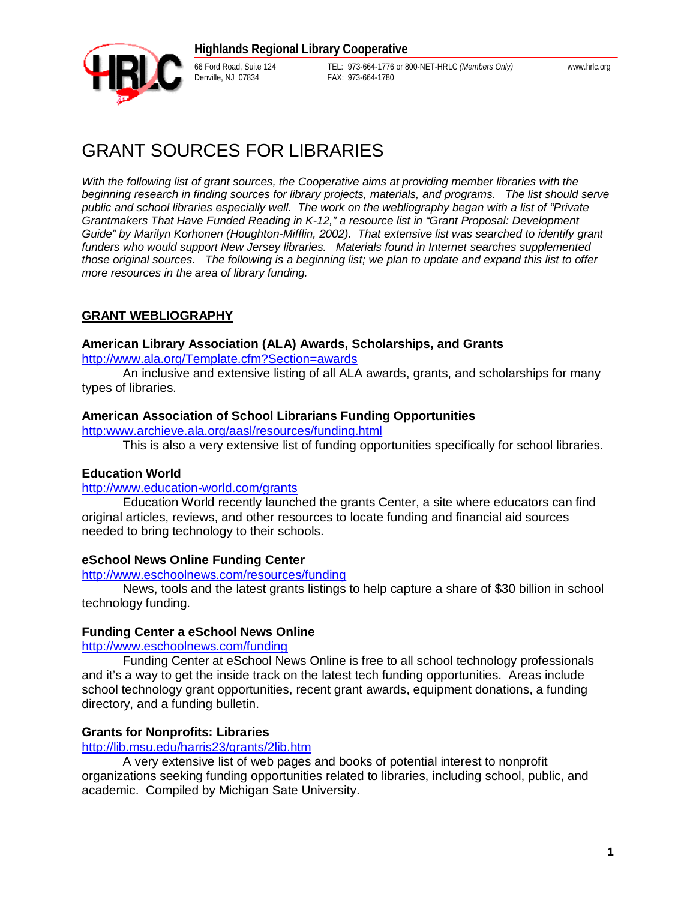**Highlands Regional Library Cooperative**

66 Ford Road, Suite 124
Denville, NJ 07834

TEL: 973-664-1776 or 800-NET-HRLC *(Members Only)*
FAX: 973-664-1780

www.hrlc.org

# GRANT SOURCES FOR LIBRARIES

*With the following list of grant sources, the Cooperative aims at providing member libraries with the beginning research in finding sources for library projects, materials, and programs. The list should serve public and school libraries especially well. The work on the webliography began with a list of "Private Grantmakers That Have Funded Reading in K-12," a resource list in "Grant Proposal: Development Guide" by Marilyn Korhonen (Houghton-Mifflin, 2002). That extensive list was searched to identify grant funders who would support New Jersey libraries. Materials found in Internet searches supplemented those original sources. The following is a beginning list; we plan to update and expand this list to offer more resources in the area of library funding.*

## GRANT WEBLIOGRAPHY

**American Library Association (ALA) Awards, Scholarships, and Grants**

http://www.ala.org/Template.cfm?Section=awards

An inclusive and extensive listing of all ALA awards, grants, and scholarships for many types of libraries.

**American Association of School Librarians Funding Opportunities**

http:www.archieve.ala.org/aasl/resources/funding.html

This is also a very extensive list of funding opportunities specifically for school libraries.

**Education World**

http://www.education-world.com/grants

Education World recently launched the grants Center, a site where educators can find original articles, reviews, and other resources to locate funding and financial aid sources needed to bring technology to their schools.

**eSchool News Online Funding Center**

http://www.eschoolnews.com/resources/funding

News, tools and the latest grants listings to help capture a share of $30 billion in school technology funding.

**Funding Center a eSchool News Online**

http://www.eschoolnews.com/funding

Funding Center at eSchool News Online is free to all school technology professionals and it's a way to get the inside track on the latest tech funding opportunities. Areas include school technology grant opportunities, recent grant awards, equipment donations, a funding directory, and a funding bulletin.

**Grants for Nonprofits: Libraries**

http://lib.msu.edu/harris23/grants/2lib.htm

A very extensive list of web pages and books of potential interest to nonprofit organizations seeking funding opportunities related to libraries, including school, public, and academic. Compiled by Michigan Sate University.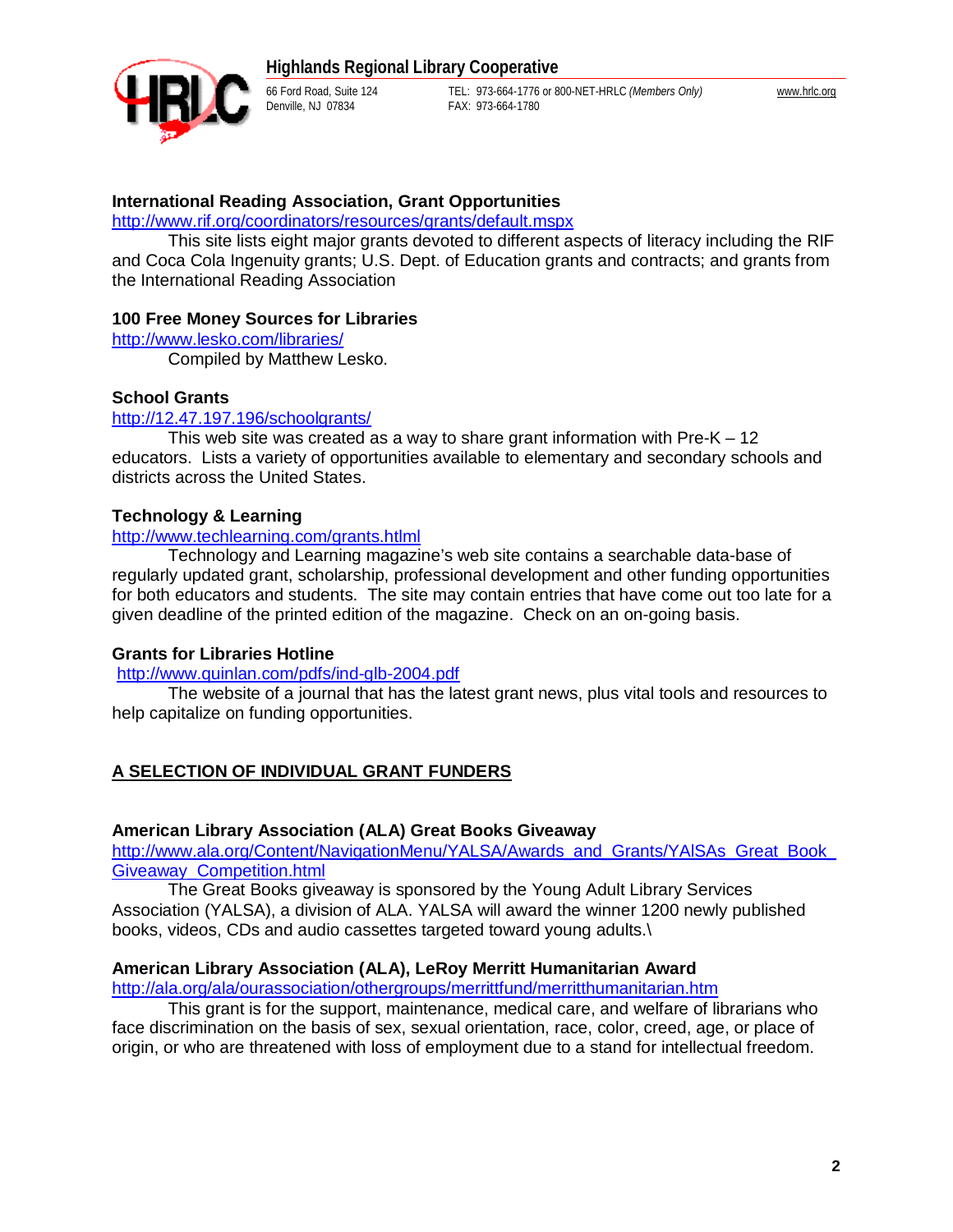**International Reading Association, Grant Opportunities**

http://www.rif.org/coordinators/resources/grants/default.mspx

This site lists eight major grants devoted to different aspects of literacy including the RIF and Coca Cola Ingenuity grants; U.S. Dept. of Education grants and contracts; and grants from the International Reading Association

**100 Free Money Sources for Libraries**

http://www.lesko.com/libraries/

Compiled by Matthew Lesko.

**School Grants**

http://12.47.197.196/schoolgrants/

This web site was created as a way to share grant information with Pre-K – 12 educators. Lists a variety of opportunities available to elementary and secondary schools and districts across the United States.

**Technology & Learning**

http://www.techlearning.com/grants.htlml

Technology and Learning magazine's web site contains a searchable data-base of regularly updated grant, scholarship, professional development and other funding opportunities for both educators and students. The site may contain entries that have come out too late for a given deadline of the printed edition of the magazine. Check on an on-going basis.

**Grants for Libraries Hotline**

http://www.quinlan.com/pdfs/ind-glb-2004.pdf

The website of a journal that has the latest grant news, plus vital tools and resources to help capitalize on funding opportunities.

## A SELECTION OF INDIVIDUAL GRANT FUNDERS

**American Library Association (ALA) Great Books Giveaway**

http://www.ala.org/Content/NavigationMenu/YALSA/Awards_and_Grants/YAlSAs_Great_Book_Giveaway_Competition.html

The Great Books giveaway is sponsored by the Young Adult Library Services Association (YALSA), a division of ALA. YALSA will award the winner 1200 newly published books, videos, CDs and audio cassettes targeted toward young adults.\

**American Library Association (ALA), LeRoy Merritt Humanitarian Award**

http://ala.org/ala/ourassociation/othergroups/merrittfund/merritthumanitarian.htm

This grant is for the support, maintenance, medical care, and welfare of librarians who face discrimination on the basis of sex, sexual orientation, race, color, creed, age, or place of origin, or who are threatened with loss of employment due to a stand for intellectual freedom.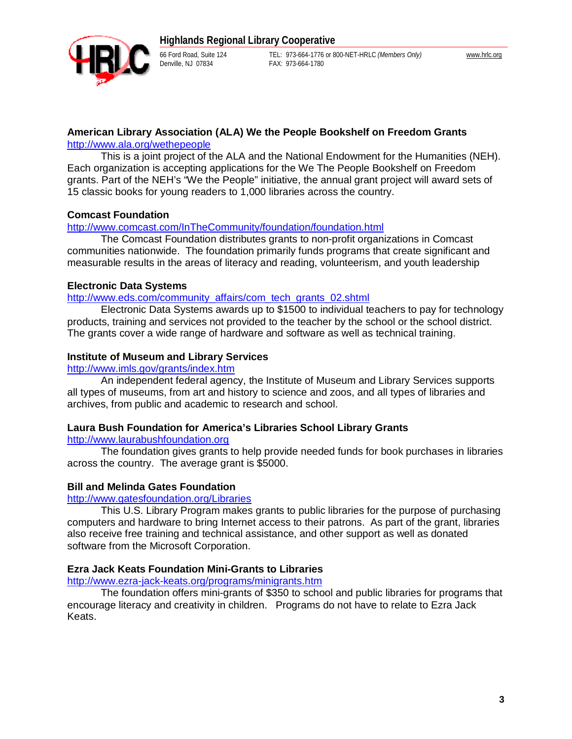### American Library Association (ALA) We the People Bookshelf on Freedom Grants

http://www.ala.org/wethepeople

This is a joint project of the ALA and the National Endowment for the Humanities (NEH). Each organization is accepting applications for the We The People Bookshelf on Freedom grants. Part of the NEH's "We the People" initiative, the annual grant project will award sets of 15 classic books for young readers to 1,000 libraries across the country.

### Comcast Foundation

http://www.comcast.com/InTheCommunity/foundation/foundation.html

The Comcast Foundation distributes grants to non-profit organizations in Comcast communities nationwide. The foundation primarily funds programs that create significant and measurable results in the areas of literacy and reading, volunteerism, and youth leadership

### Electronic Data Systems

http://www.eds.com/community_affairs/com_tech_grants_02.shtml

Electronic Data Systems awards up to $1500 to individual teachers to pay for technology products, training and services not provided to the teacher by the school or the school district. The grants cover a wide range of hardware and software as well as technical training.

### Institute of Museum and Library Services

http://www.imls.gov/grants/index.htm

An independent federal agency, the Institute of Museum and Library Services supports all types of museums, from art and history to science and zoos, and all types of libraries and archives, from public and academic to research and school.

### Laura Bush Foundation for America's Libraries School Library Grants

http://www.laurabushfoundation.org

The foundation gives grants to help provide needed funds for book purchases in libraries across the country. The average grant is $5000.

### Bill and Melinda Gates Foundation

http://www.gatesfoundation.org/Libraries

This U.S. Library Program makes grants to public libraries for the purpose of purchasing computers and hardware to bring Internet access to their patrons. As part of the grant, libraries also receive free training and technical assistance, and other support as well as donated software from the Microsoft Corporation.

### Ezra Jack Keats Foundation Mini-Grants to Libraries

http://www.ezra-jack-keats.org/programs/minigrants.htm

The foundation offers mini-grants of $350 to school and public libraries for programs that encourage literacy and creativity in children. Programs do not have to relate to Ezra Jack Keats.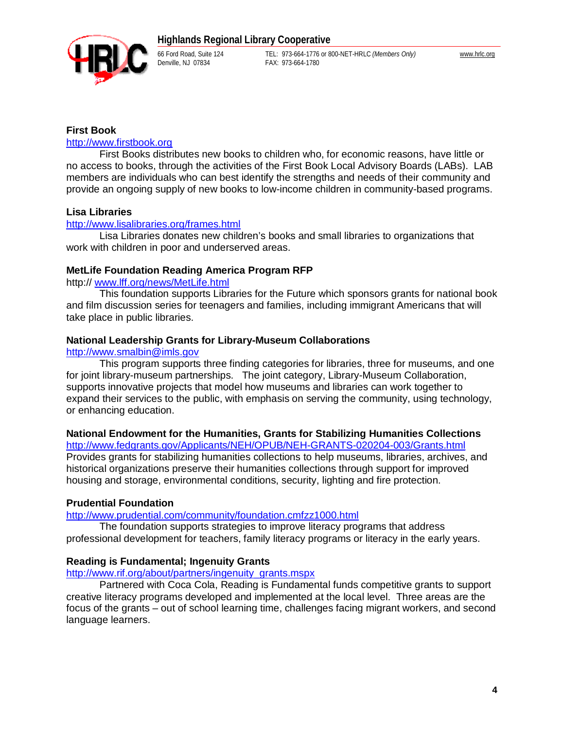### First Book

http://www.firstbook.org

First Books distributes new books to children who, for economic reasons, have little or no access to books, through the activities of the First Book Local Advisory Boards (LABs). LAB members are individuals who can best identify the strengths and needs of their community and provide an ongoing supply of new books to low-income children in community-based programs.

### Lisa Libraries

http://www.lisalibraries.org/frames.html

Lisa Libraries donates new children's books and small libraries to organizations that work with children in poor and underserved areas.

### MetLife Foundation Reading America Program RFP

http:// www.lff.org/news/MetLife.html

This foundation supports Libraries for the Future which sponsors grants for national book and film discussion series for teenagers and families, including immigrant Americans that will take place in public libraries.

### National Leadership Grants for Library-Museum Collaborations

http://www.smalbin@imls.gov

This program supports three finding categories for libraries, three for museums, and one for joint library-museum partnerships. The joint category, Library-Museum Collaboration, supports innovative projects that model how museums and libraries can work together to expand their services to the public, with emphasis on serving the community, using technology, or enhancing education.

### National Endowment for the Humanities, Grants for Stabilizing Humanities Collections

http://www.fedgrants.gov/Applicants/NEH/OPUB/NEH-GRANTS-020204-003/Grants.html

Provides grants for stabilizing humanities collections to help museums, libraries, archives, and historical organizations preserve their humanities collections through support for improved housing and storage, environmental conditions, security, lighting and fire protection.

### Prudential Foundation

http://www.prudential.com/community/foundation.cmfzz1000.html

The foundation supports strategies to improve literacy programs that address professional development for teachers, family literacy programs or literacy in the early years.

### Reading is Fundamental; Ingenuity Grants

http://www.rif.org/about/partners/ingenuity_grants.mspx

Partnered with Coca Cola, Reading is Fundamental funds competitive grants to support creative literacy programs developed and implemented at the local level. Three areas are the focus of the grants – out of school learning time, challenges facing migrant workers, and second language learners.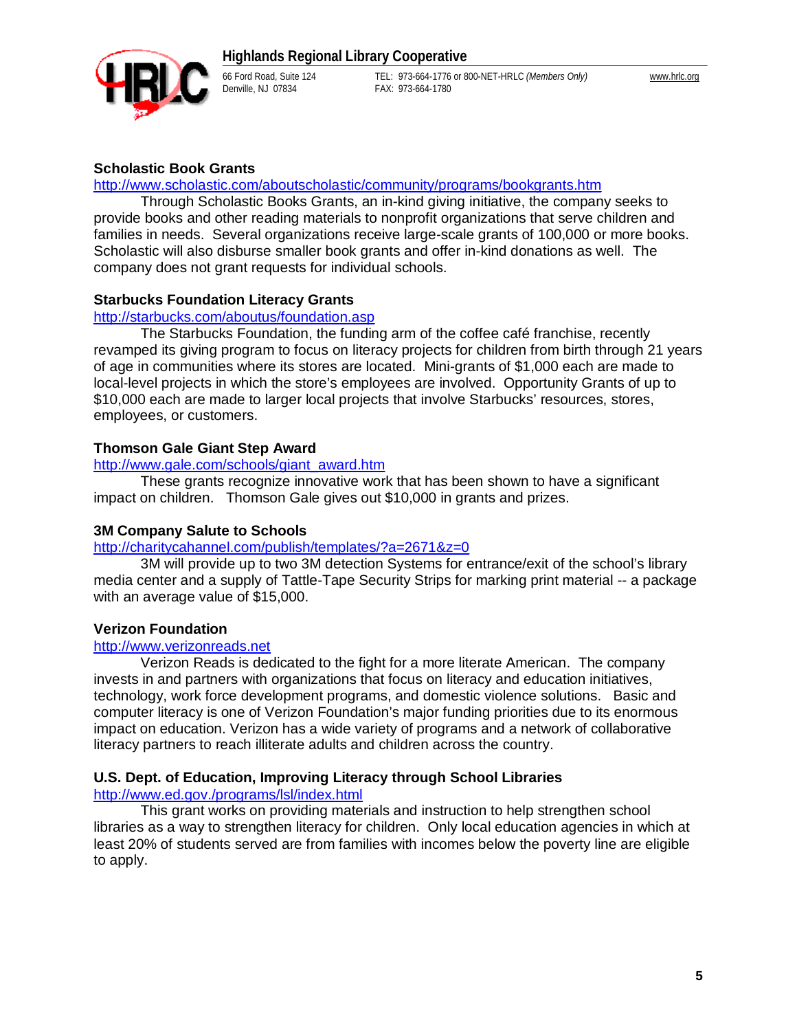**Scholastic Book Grants**

http://www.scholastic.com/aboutscholastic/community/programs/bookgrants.htm

Through Scholastic Books Grants, an in-kind giving initiative, the company seeks to provide books and other reading materials to nonprofit organizations that serve children and families in needs. Several organizations receive large-scale grants of 100,000 or more books. Scholastic will also disburse smaller book grants and offer in-kind donations as well. The company does not grant requests for individual schools.

**Starbucks Foundation Literacy Grants**

http://starbucks.com/aboutus/foundation.asp

The Starbucks Foundation, the funding arm of the coffee café franchise, recently revamped its giving program to focus on literacy projects for children from birth through 21 years of age in communities where its stores are located. Mini-grants of $1,000 each are made to local-level projects in which the store's employees are involved. Opportunity Grants of up to $10,000 each are made to larger local projects that involve Starbucks' resources, stores, employees, or customers.

**Thomson Gale Giant Step Award**

http://www.gale.com/schools/giant_award.htm

These grants recognize innovative work that has been shown to have a significant impact on children. Thomson Gale gives out $10,000 in grants and prizes.

**3M Company Salute to Schools**

http://charitycahannel.com/publish/templates/?a=2671&z=0

3M will provide up to two 3M detection Systems for entrance/exit of the school's library media center and a supply of Tattle-Tape Security Strips for marking print material -- a package with an average value of $15,000.

**Verizon Foundation**

http://www.verizonreads.net

Verizon Reads is dedicated to the fight for a more literate American. The company invests in and partners with organizations that focus on literacy and education initiatives, technology, work force development programs, and domestic violence solutions. Basic and computer literacy is one of Verizon Foundation's major funding priorities due to its enormous impact on education. Verizon has a wide variety of programs and a network of collaborative literacy partners to reach illiterate adults and children across the country.

**U.S. Dept. of Education, Improving Literacy through School Libraries**

http://www.ed.gov./programs/lsl/index.html

This grant works on providing materials and instruction to help strengthen school libraries as a way to strengthen literacy for children. Only local education agencies in which at least 20% of students served are from families with incomes below the poverty line are eligible to apply.